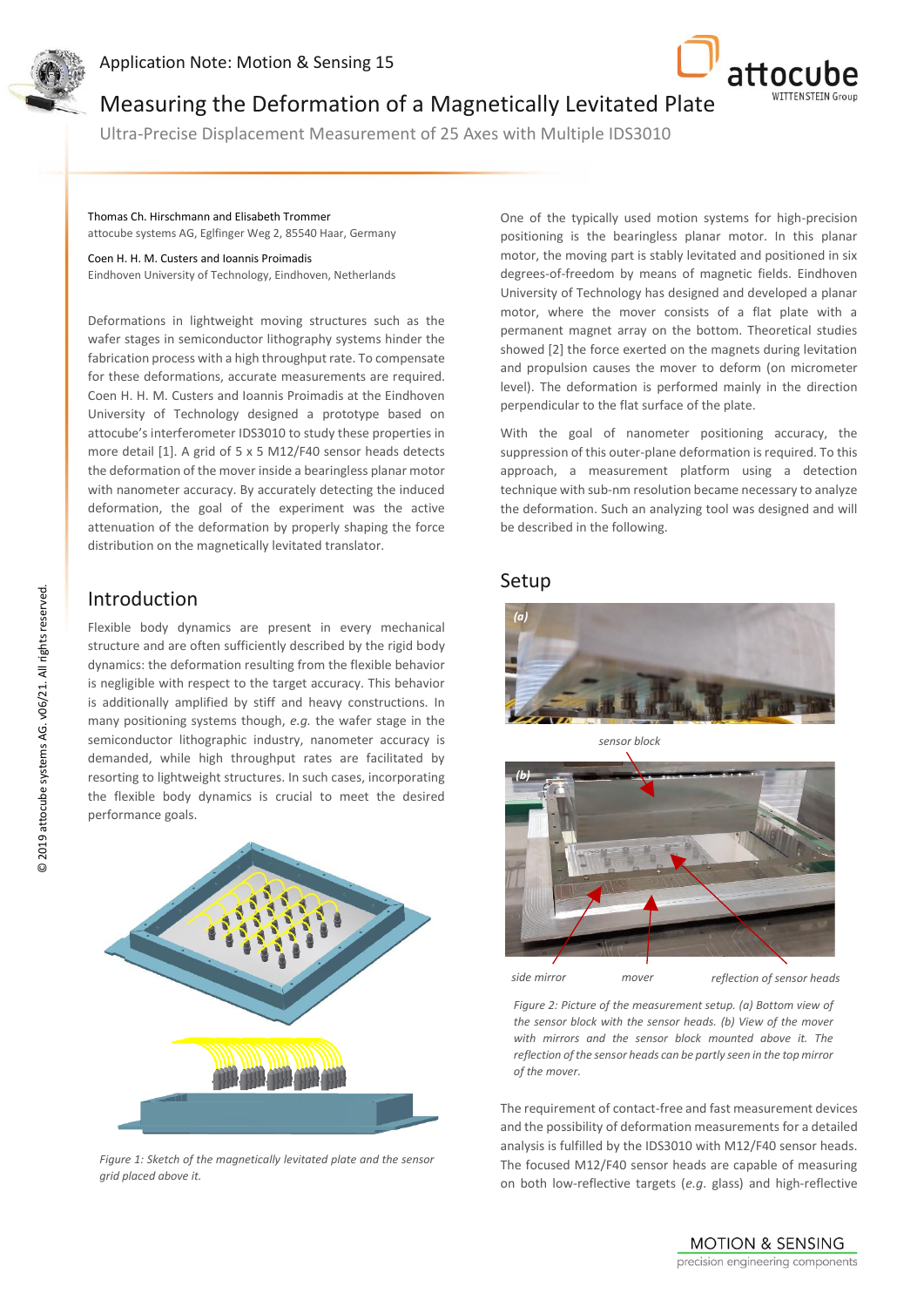# Measuring the Deformation of a Magnetically Levitated Plate

Application Note: Motion & Sensing 15

Ultra-Precise Displacement Measurement of 25 Axes with Multiple IDS3010

Thomas Ch. Hirschmann and Elisabeth Trommer
attocube systems AG, Eglfinger Weg 2, 85540 Haar, Germany

Coen H. H. M. Custers and Ioannis Proimadis
Eindhoven University of Technology, Eindhoven, Netherlands

Deformations in lightweight moving structures such as the wafer stages in semiconductor lithography systems hinder the fabrication process with a high throughput rate. To compensate for these deformations, accurate measurements are required. Coen H. H. M. Custers and Ioannis Proimadis at the Eindhoven University of Technology designed a prototype based on attocube's interferometer IDS3010 to study these properties in more detail [1]. A grid of 5 x 5 M12/F40 sensor heads detects the deformation of the mover inside a bearingless planar motor with nanometer accuracy. By accurately detecting the induced deformation, the goal of the experiment was the active attenuation of the deformation by properly shaping the force distribution on the magnetically levitated translator.

## Introduction

Flexible body dynamics are present in every mechanical structure and are often sufficiently described by the rigid body dynamics: the deformation resulting from the flexible behavior is negligible with respect to the target accuracy. This behavior is additionally amplified by stiff and heavy constructions. In many positioning systems though, *e.g.* the wafer stage in the semiconductor lithographic industry, nanometer accuracy is demanded, while high throughput rates are facilitated by resorting to lightweight structures. In such cases, incorporating the flexible body dynamics is crucial to meet the desired performance goals.

*Figure 1: Sketch of the magnetically levitated plate and the sensor grid placed above it.*

One of the typically used motion systems for high-precision positioning is the bearingless planar motor. In this planar motor, the moving part is stably levitated and positioned in six degrees-of-freedom by means of magnetic fields. Eindhoven University of Technology has designed and developed a planar motor, where the mover consists of a flat plate with a permanent magnet array on the bottom. Theoretical studies showed [2] the force exerted on the magnets during levitation and propulsion causes the mover to deform (on micrometer level). The deformation is performed mainly in the direction perpendicular to the flat surface of the plate.

With the goal of nanometer positioning accuracy, the suppression of this outer-plane deformation is required. To this approach, a measurement platform using a detection technique with sub-nm resolution became necessary to analyze the deformation. Such an analyzing tool was designed and will be described in the following.

## Setup

sensor block

side mirror — mover — reflection of sensor heads

*Figure 2: Picture of the measurement setup. (a) Bottom view of the sensor block with the sensor heads. (b) View of the mover with mirrors and the sensor block mounted above it. The reflection of the sensor heads can be partly seen in the top mirror of the mover.*

The requirement of contact-free and fast measurement devices and the possibility of deformation measurements for a detailed analysis is fulfilled by the IDS3010 with M12/F40 sensor heads. The focused M12/F40 sensor heads are capable of measuring on both low-reflective targets (*e.g.* glass) and high-reflective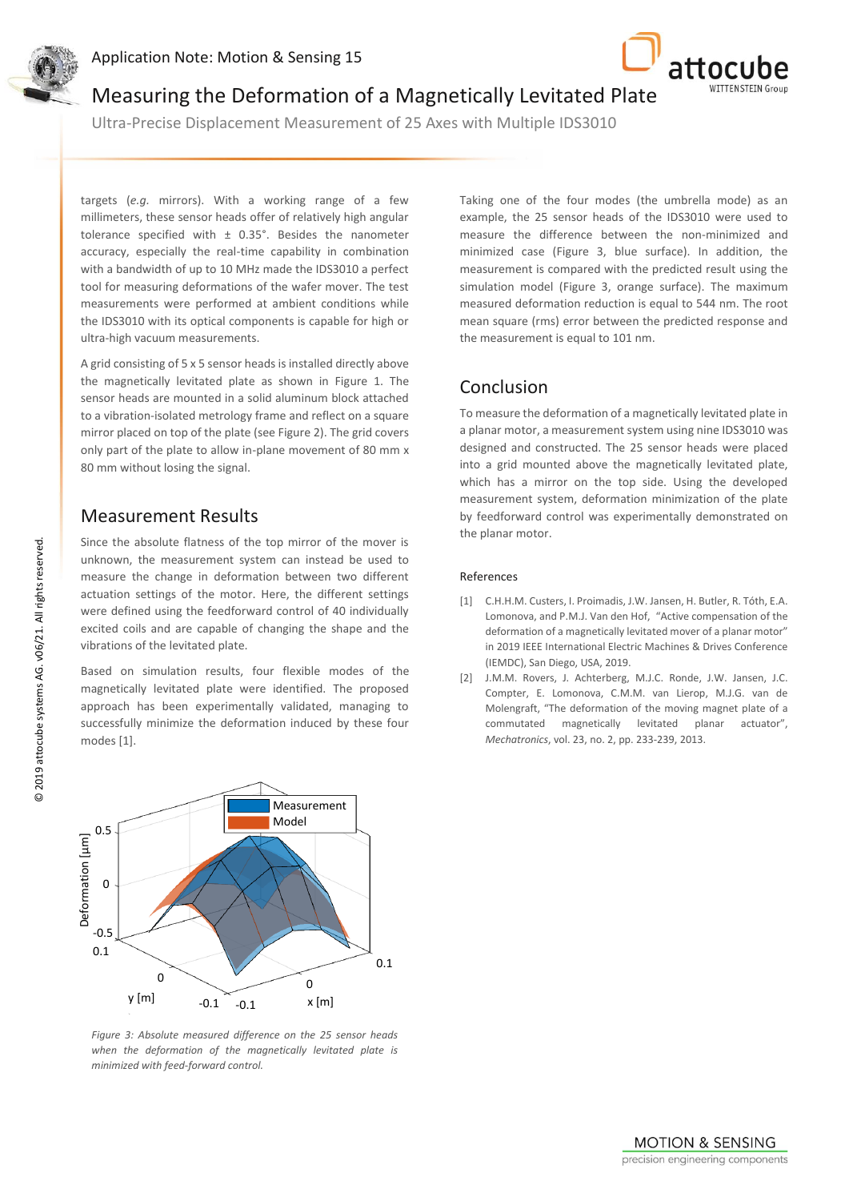targets (*e.g.* mirrors). With a working range of a few millimeters, these sensor heads offer of relatively high angular tolerance specified with ± 0.35°. Besides the nanometer accuracy, especially the real-time capability in combination with a bandwidth of up to 10 MHz made the IDS3010 a perfect tool for measuring deformations of the wafer mover. The test measurements were performed at ambient conditions while the IDS3010 with its optical components is capable for high or ultra-high vacuum measurements.

A grid consisting of 5 x 5 sensor heads is installed directly above the magnetically levitated plate as shown in Figure 1. The sensor heads are mounted in a solid aluminum block attached to a vibration-isolated metrology frame and reflect on a square mirror placed on top of the plate (see Figure 2). The grid covers only part of the plate to allow in-plane movement of 80 mm x 80 mm without losing the signal.

## Measurement Results

Since the absolute flatness of the top mirror of the mover is unknown, the measurement system can instead be used to measure the change in deformation between two different actuation settings of the motor. Here, the different settings were defined using the feedforward control of 40 individually excited coils and are capable of changing the shape and the vibrations of the levitated plate.

Based on simulation results, four flexible modes of the magnetically levitated plate were identified. The proposed approach has been experimentally validated, managing to successfully minimize the deformation induced by these four modes [1].

Measurement
Model
Deformation [µm]
0.5
0
-0.5
0.1
0
y [m]
-0.1
-0.1
0
x [m]
0.1

*Figure 3: Absolute measured difference on the 25 sensor heads when the deformation of the magnetically levitated plate is minimized with feed-forward control.*

Taking one of the four modes (the umbrella mode) as an example, the 25 sensor heads of the IDS3010 were used to measure the difference between the non-minimized and minimized case (Figure 3, blue surface). In addition, the measurement is compared with the predicted result using the simulation model (Figure 3, orange surface). The maximum measured deformation reduction is equal to 544 nm. The root mean square (rms) error between the predicted response and the measurement is equal to 101 nm.

## Conclusion

To measure the deformation of a magnetically levitated plate in a planar motor, a measurement system using nine IDS3010 was designed and constructed. The 25 sensor heads were placed into a grid mounted above the magnetically levitated plate, which has a mirror on the top side. Using the developed measurement system, deformation minimization of the plate by feedforward control was experimentally demonstrated on the planar motor.

### References

[1] C.H.H.M. Custers, I. Proimadis, J.W. Jansen, H. Butler, R. Tóth, E.A. Lomonova, and P.M.J. Van den Hof, "Active compensation of the deformation of a magnetically levitated mover of a planar motor" in 2019 IEEE International Electric Machines & Drives Conference (IEMDC), San Diego, USA, 2019.

[2] J.M.M. Rovers, J. Achterberg, M.J.C. Ronde, J.W. Jansen, J.C. Compter, E. Lomonova, C.M.M. van Lierop, M.J.G. van de Molengraft, "The deformation of the moving magnet plate of a commutated magnetically levitated planar actuator", *Mechatronics*, vol. 23, no. 2, pp. 233-239, 2013.